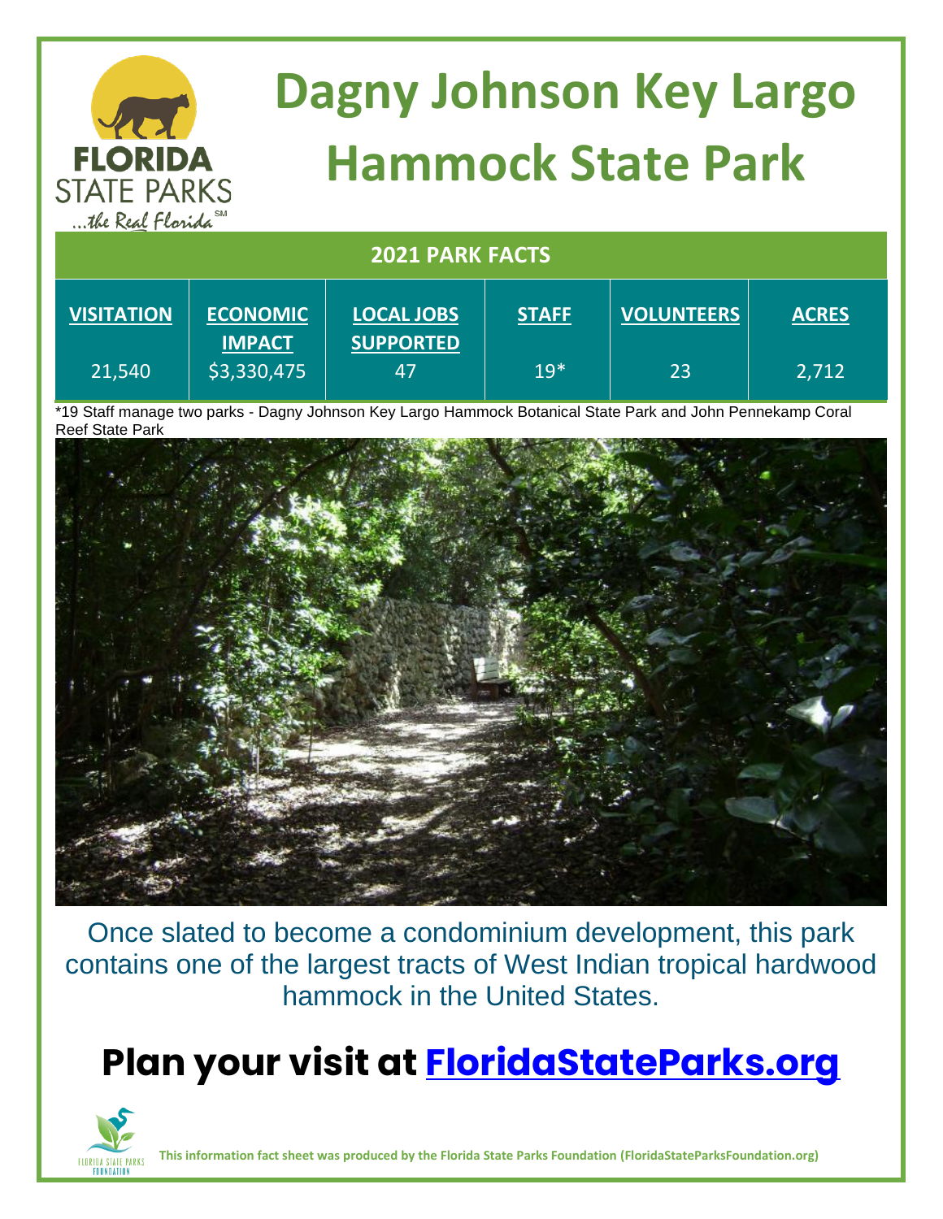# Dagny Johnson Key Largo Hammock State Park

## 2021 PARK FACTS

| VISITATION | ECONOMIC IMPACT | LOCAL JOBS SUPPORTED | STAFF | VOLUNTEERS | ACRES |
|---|---|---|---|---|---|
| 21,540 | $3,330,475 | 47 | 19* | 23 | 2,712 |

*19 Staff manage two parks - Dagny Johnson Key Largo Hammock Botanical State Park and John Pennekamp Coral Reef State Park

Once slated to become a condominium development, this park contains one of the largest tracts of West Indian tropical hardwood hammock in the United States.

## Plan your visit at FloridaStateParks.org

This information fact sheet was produced by the Florida State Parks Foundation (FloridaStateParksFoundation.org)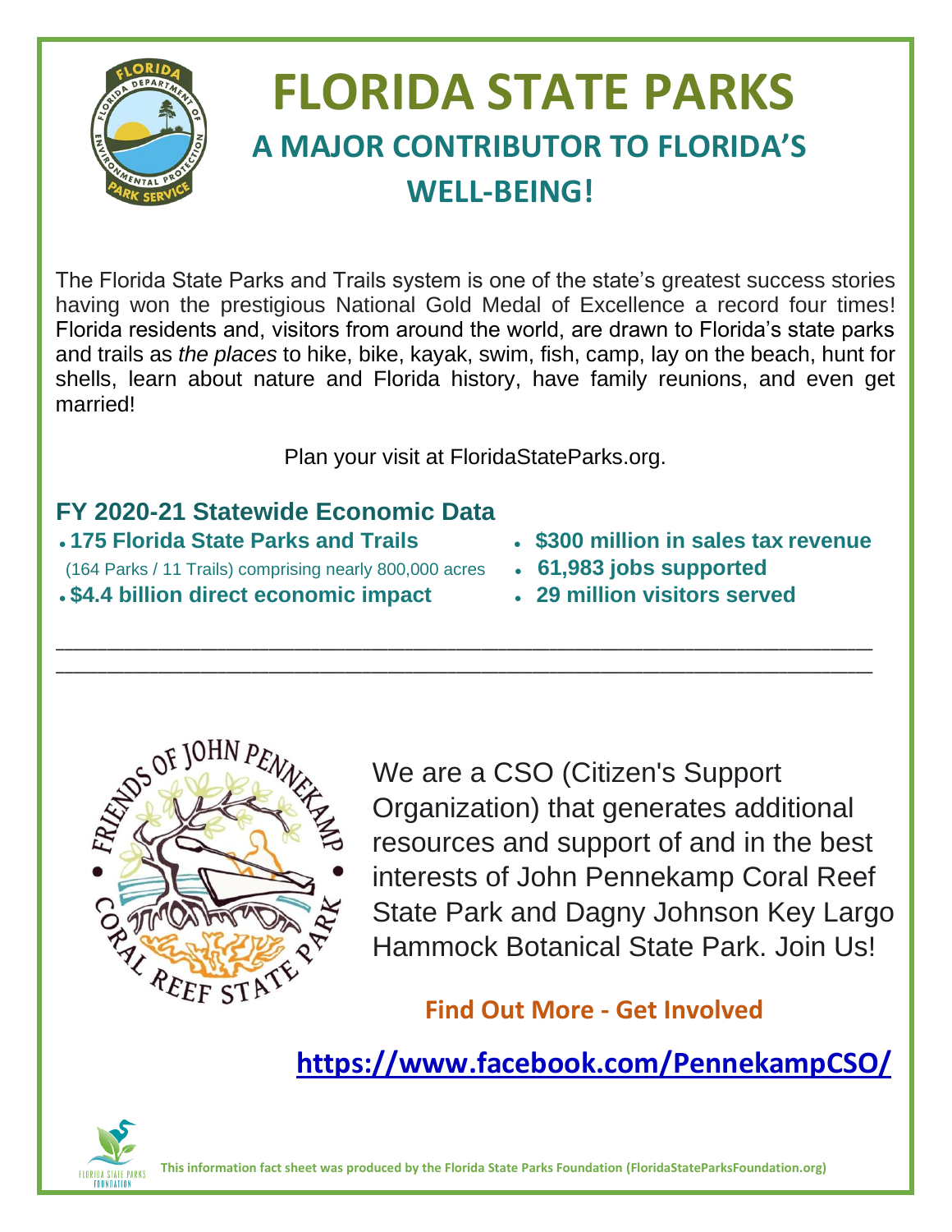# FLORIDA STATE PARKS

## A MAJOR CONTRIBUTOR TO FLORIDA'S WELL-BEING!

The Florida State Parks and Trails system is one of the state's greatest success stories having won the prestigious National Gold Medal of Excellence a record four times! Florida residents and, visitors from around the world, are drawn to Florida's state parks and trails as *the places* to hike, bike, kayak, swim, fish, camp, lay on the beach, hunt for shells, learn about nature and Florida history, have family reunions, and even get married!

Plan your visit at FloridaStateParks.org.

### FY 2020-21 Statewide Economic Data

- **175 Florida State Parks and Trails**
  (164 Parks / 11 Trails) comprising nearly 800,000 acres
- **$4.4 billion direct economic impact**
- **$300 million in sales tax revenue**
- **61,983 jobs supported**
- **29 million visitors served**

---

We are a CSO (Citizen's Support Organization) that generates additional resources and support of and in the best interests of John Pennekamp Coral Reef State Park and Dagny Johnson Key Largo Hammock Botanical State Park. Join Us!

**Find Out More - Get Involved**

**https://www.facebook.com/PennekampCSO/**

**This information fact sheet was produced by the Florida State Parks Foundation (FloridaStateParksFoundation.org)**